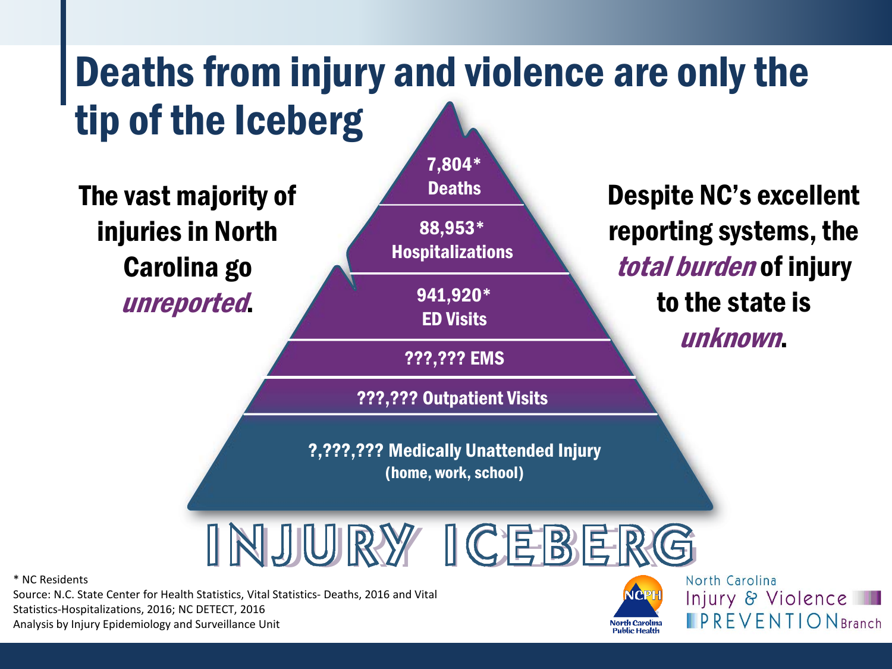# Deaths from injury and violence are only the tip of the Iceberg

**The vast majority of injuries in North Carolina go *unreported*.**

**7,804*** **Deaths**

**88,953*** **Hospitalizations**

**941,920*** **ED Visits**

**???,??? EMS**

**???,??? Outpatient Visits**

**?,???,??? Medically Unattended Injury**
**(home, work, school)**

**Despite NC's excellent reporting systems, the *total burden* of injury to the state is *unknown*.**

## INJURY ICEBERG

* NC Residents

Source: N.C. State Center for Health Statistics, Vital Statistics- Deaths, 2016 and Vital Statistics-Hospitalizations, 2016; NC DETECT, 2016

Analysis by Injury Epidemiology and Surveillance Unit

NCPH North Carolina Public Health

North Carolina Injury & Violence PREVENTION Branch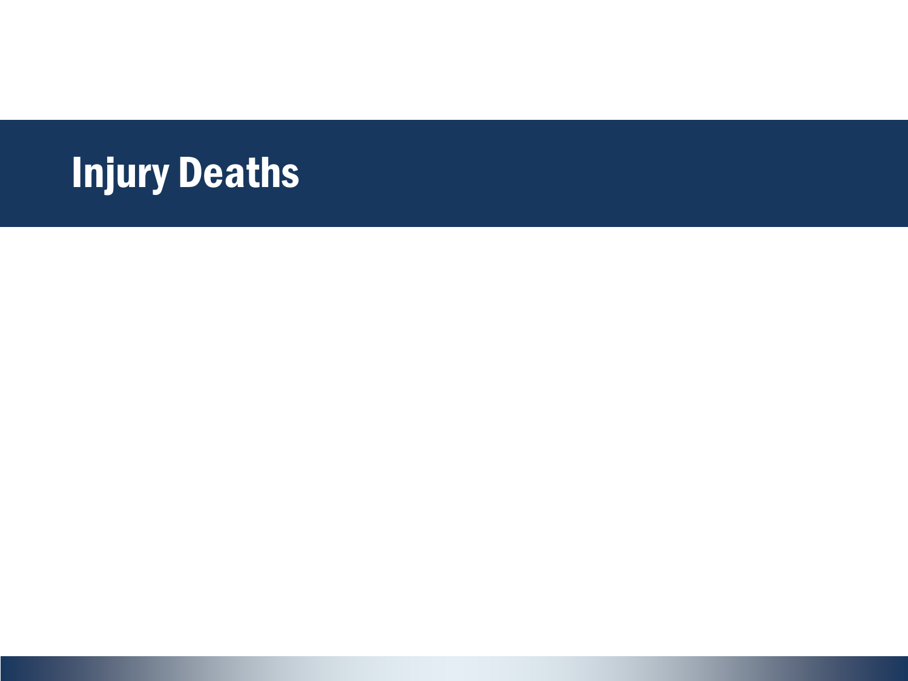# Injury Deaths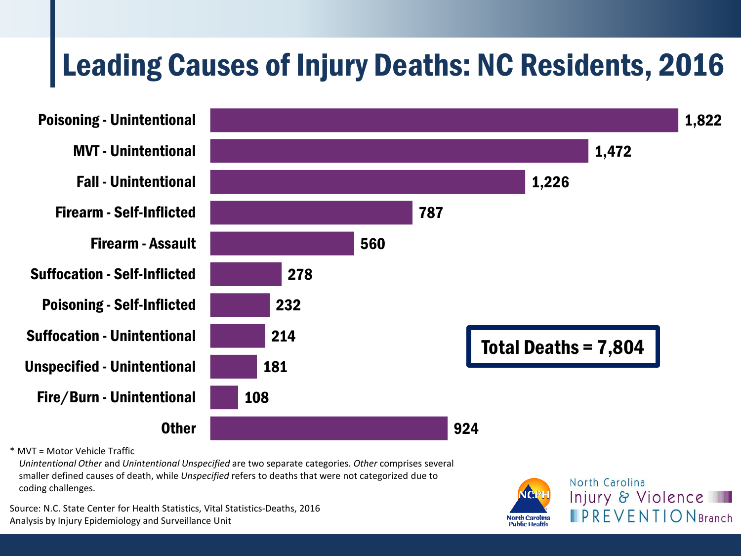# Leading Causes of Injury Deaths: NC Residents, 2016

| Cause | Deaths |
|---|---|
| Poisoning - Unintentional | 1,822 |
| MVT - Unintentional | 1,472 |
| Fall - Unintentional | 1,226 |
| Firearm - Self-Inflicted | 787 |
| Firearm - Assault | 560 |
| Suffocation - Self-Inflicted | 278 |
| Poisoning - Self-Inflicted | 232 |
| Suffocation - Unintentional | 214 |
| Unspecified - Unintentional | 181 |
| Fire/Burn - Unintentional | 108 |
| Other | 924 |

**Total Deaths = 7,804**

* MVT = Motor Vehicle Traffic

*Unintentional Other* and *Unintentional Unspecified* are two separate categories. *Other* comprises several smaller defined causes of death, while *Unspecified* refers to deaths that were not categorized due to coding challenges.

Source: N.C. State Center for Health Statistics, Vital Statistics-Deaths, 2016
Analysis by Injury Epidemiology and Surveillance Unit

North Carolina Public Health

North Carolina Injury & Violence PREVENTION Branch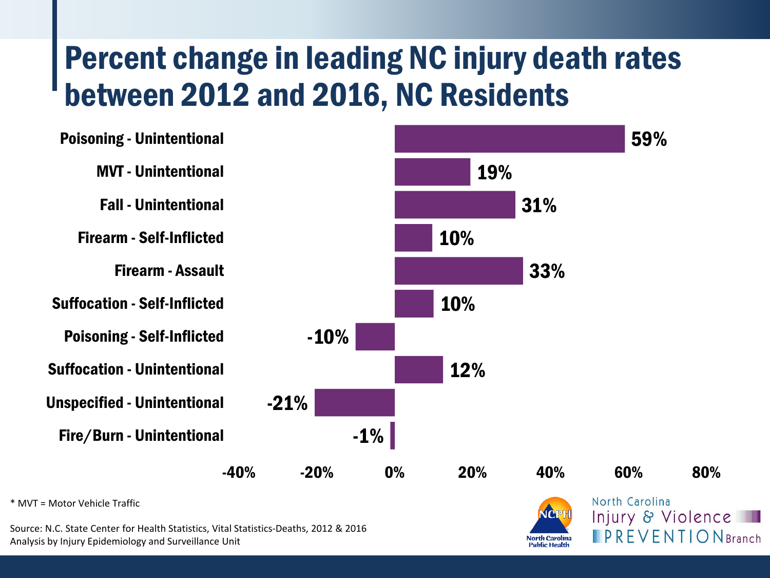# Percent change in leading NC injury death rates between 2012 and 2016, NC Residents

| Injury Type | Percent Change |
|---|---|
| Poisoning - Unintentional | 59% |
| MVT - Unintentional | 19% |
| Fall - Unintentional | 31% |
| Firearm - Self-Inflicted | 10% |
| Firearm - Assault | 33% |
| Suffocation - Self-Inflicted | 10% |
| Poisoning - Self-Inflicted | -10% |
| Suffocation - Unintentional | 12% |
| Unspecified - Unintentional | -21% |
| Fire/Burn - Unintentional | -1% |

* MVT = Motor Vehicle Traffic

Source: N.C. State Center for Health Statistics, Vital Statistics-Deaths, 2012 & 2016
Analysis by Injury Epidemiology and Surveillance Unit

North Carolina Public Health

North Carolina Injury & Violence PREVENTION Branch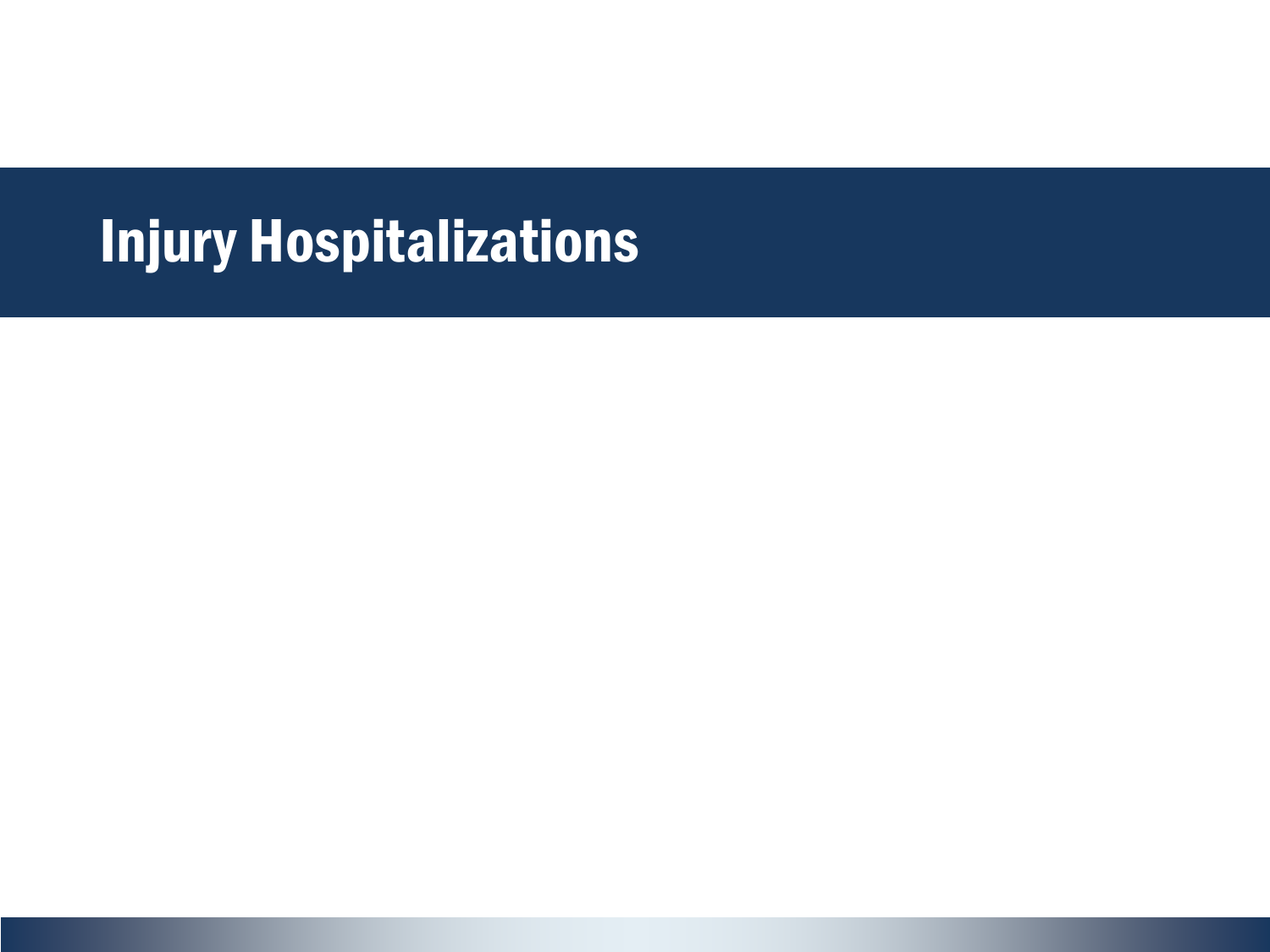# Injury Hospitalizations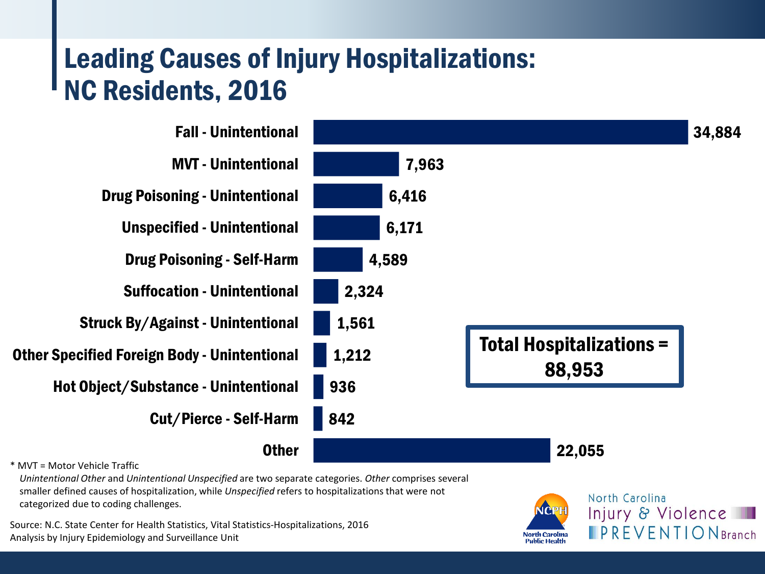# Leading Causes of Injury Hospitalizations: NC Residents, 2016

| Cause | Hospitalizations |
| --- | --- |
| Fall - Unintentional | 34,884 |
| MVT - Unintentional | 7,963 |
| Drug Poisoning - Unintentional | 6,416 |
| Unspecified - Unintentional | 6,171 |
| Drug Poisoning - Self-Harm | 4,589 |
| Suffocation - Unintentional | 2,324 |
| Struck By/Against - Unintentional | 1,561 |
| Other Specified Foreign Body - Unintentional | 1,212 |
| Hot Object/Substance - Unintentional | 936 |
| Cut/Pierce - Self-Harm | 842 |
| Other | 22,055 |

**Total Hospitalizations = 88,953**

* MVT = Motor Vehicle Traffic

*Unintentional Other* and *Unintentional Unspecified* are two separate categories. *Other* comprises several smaller defined causes of hospitalization, while *Unspecified* refers to hospitalizations that were not categorized due to coding challenges.

Source: N.C. State Center for Health Statistics, Vital Statistics-Hospitalizations, 2016
Analysis by Injury Epidemiology and Surveillance Unit

North Carolina Public Health

North Carolina Injury & Violence PREVENTION Branch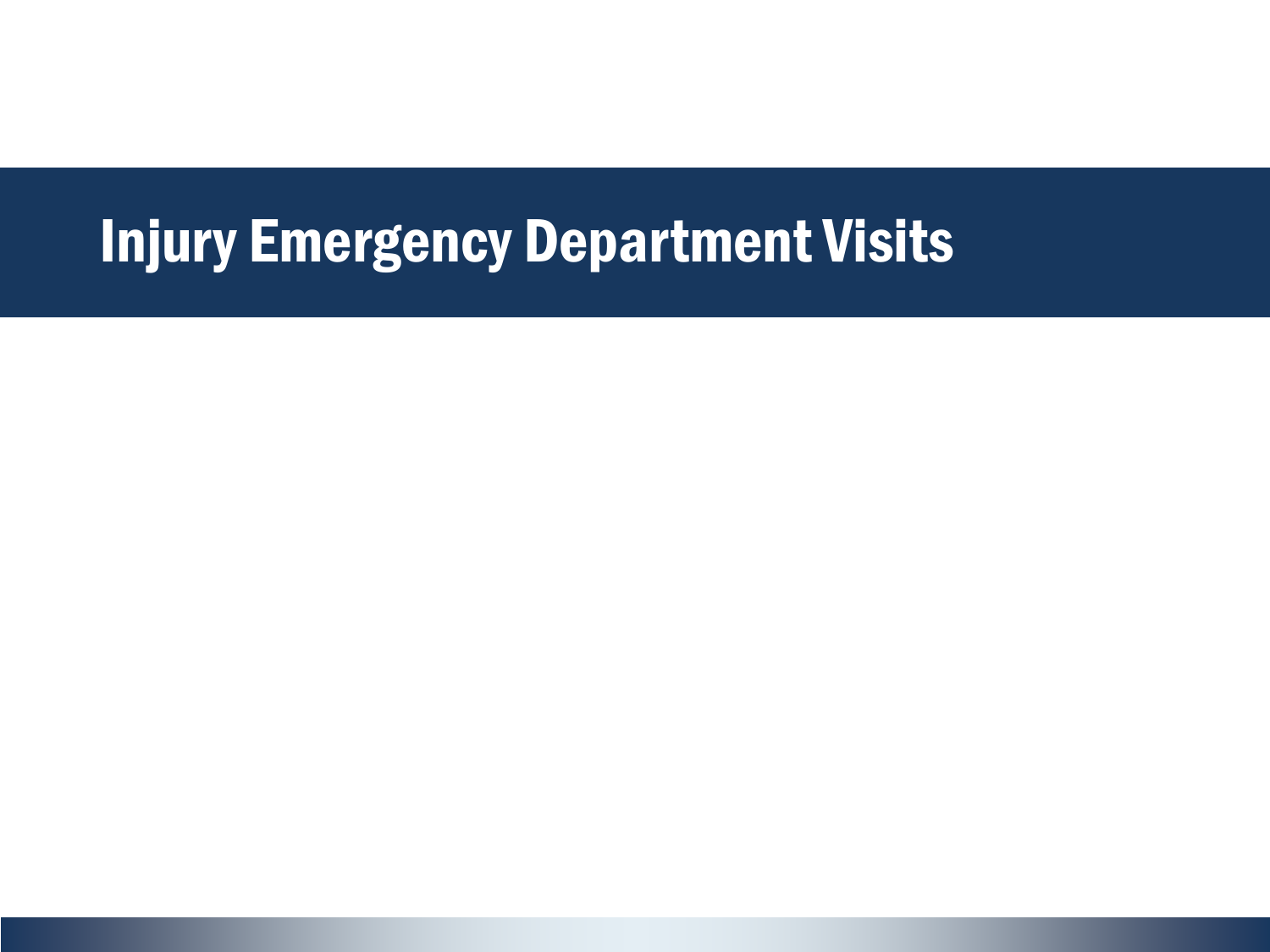# Injury Emergency Department Visits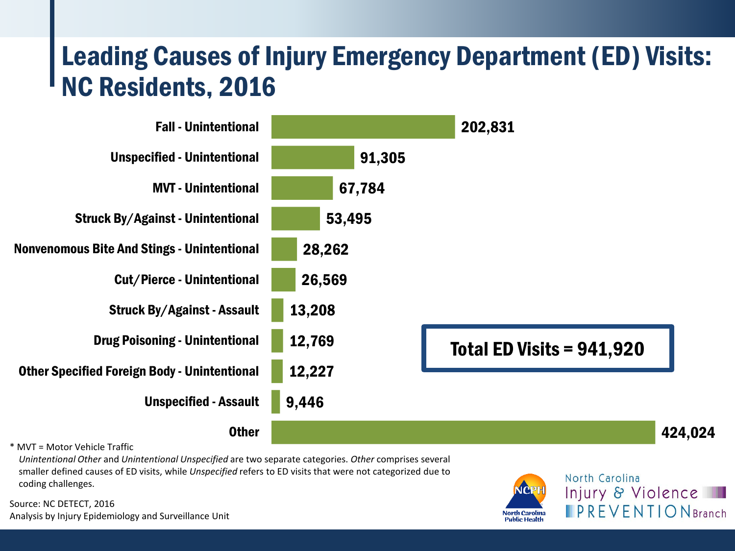# Leading Causes of Injury Emergency Department (ED) Visits: NC Residents, 2016

Fall - Unintentional 202,831
Unspecified - Unintentional 91,305
MVT - Unintentional 67,784
Struck By/Against - Unintentional 53,495
Nonvenomous Bite And Stings - Unintentional 28,262
Cut/Pierce - Unintentional 26,569
Struck By/Against - Assault 13,208
Drug Poisoning - Unintentional 12,769
Other Specified Foreign Body - Unintentional 12,227
Unspecified - Assault 9,446
Other 424,024

**Total ED Visits = 941,920**

* MVT = Motor Vehicle Traffic

*Unintentional Other* and *Unintentional Unspecified* are two separate categories. *Other* comprises several smaller defined causes of ED visits, while *Unspecified* refers to ED visits that were not categorized due to coding challenges.

Source: NC DETECT, 2016
Analysis by Injury Epidemiology and Surveillance Unit

North Carolina Public Health

North Carolina Injury & Violence PREVENTION Branch